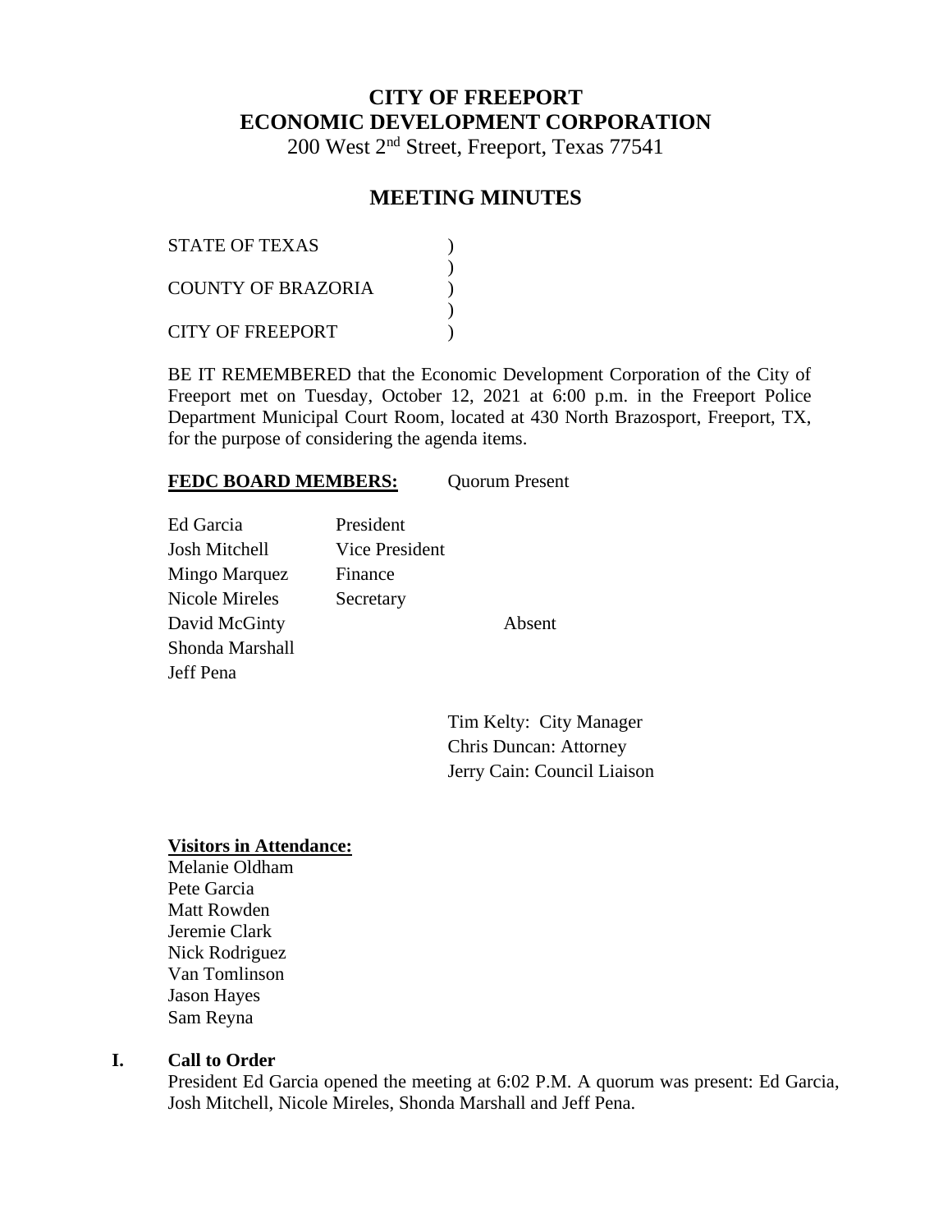# CITY OF FREEPORT
# ECONOMIC DEVELOPMENT CORPORATION

200 West 2nd Street, Freeport, Texas 77541

## MEETING MINUTES

STATE OF TEXAS )
)
COUNTY OF BRAZORIA )
)
CITY OF FREEPORT )

BE IT REMEMBERED that the Economic Development Corporation of the City of Freeport met on Tuesday, October 12, 2021 at 6:00 p.m. in the Freeport Police Department Municipal Court Room, located at 430 North Brazosport, Freeport, TX, for the purpose of considering the agenda items.

**FEDC BOARD MEMBERS:** Quorum Present

| | | |
|---|---|---|
| Ed Garcia | President | |
| Josh Mitchell | Vice President | |
| Mingo Marquez | Finance | |
| Nicole Mireles | Secretary | |
| David McGinty | | Absent |
| Shonda Marshall | | |
| Jeff Pena | | |

Tim Kelty: City Manager
Chris Duncan: Attorney
Jerry Cain: Council Liaison

**Visitors in Attendance:**

Melanie Oldham
Pete Garcia
Matt Rowden
Jeremie Clark
Nick Rodriguez
Van Tomlinson
Jason Hayes
Sam Reyna

### I. Call to Order

President Ed Garcia opened the meeting at 6:02 P.M. A quorum was present: Ed Garcia, Josh Mitchell, Nicole Mireles, Shonda Marshall and Jeff Pena.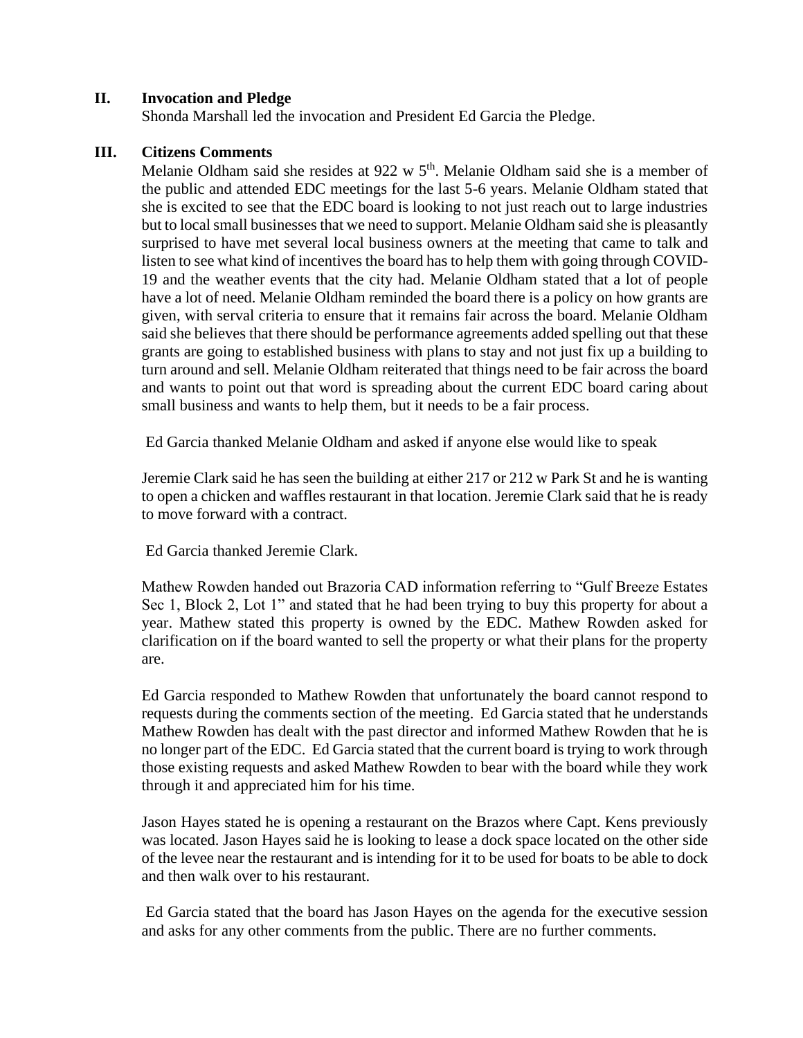## II. Invocation and Pledge

Shonda Marshall led the invocation and President Ed Garcia the Pledge.

## III. Citizens Comments

Melanie Oldham said she resides at 922 w 5th. Melanie Oldham said she is a member of the public and attended EDC meetings for the last 5-6 years. Melanie Oldham stated that she is excited to see that the EDC board is looking to not just reach out to large industries but to local small businesses that we need to support. Melanie Oldham said she is pleasantly surprised to have met several local business owners at the meeting that came to talk and listen to see what kind of incentives the board has to help them with going through COVID-19 and the weather events that the city had. Melanie Oldham stated that a lot of people have a lot of need. Melanie Oldham reminded the board there is a policy on how grants are given, with serval criteria to ensure that it remains fair across the board. Melanie Oldham said she believes that there should be performance agreements added spelling out that these grants are going to established business with plans to stay and not just fix up a building to turn around and sell. Melanie Oldham reiterated that things need to be fair across the board and wants to point out that word is spreading about the current EDC board caring about small business and wants to help them, but it needs to be a fair process.

Ed Garcia thanked Melanie Oldham and asked if anyone else would like to speak

Jeremie Clark said he has seen the building at either 217 or 212 w Park St and he is wanting to open a chicken and waffles restaurant in that location. Jeremie Clark said that he is ready to move forward with a contract.

Ed Garcia thanked Jeremie Clark.

Mathew Rowden handed out Brazoria CAD information referring to "Gulf Breeze Estates Sec 1, Block 2, Lot 1" and stated that he had been trying to buy this property for about a year. Mathew stated this property is owned by the EDC. Mathew Rowden asked for clarification on if the board wanted to sell the property or what their plans for the property are.

Ed Garcia responded to Mathew Rowden that unfortunately the board cannot respond to requests during the comments section of the meeting. Ed Garcia stated that he understands Mathew Rowden has dealt with the past director and informed Mathew Rowden that he is no longer part of the EDC. Ed Garcia stated that the current board is trying to work through those existing requests and asked Mathew Rowden to bear with the board while they work through it and appreciated him for his time.

Jason Hayes stated he is opening a restaurant on the Brazos where Capt. Kens previously was located. Jason Hayes said he is looking to lease a dock space located on the other side of the levee near the restaurant and is intending for it to be used for boats to be able to dock and then walk over to his restaurant.

Ed Garcia stated that the board has Jason Hayes on the agenda for the executive session and asks for any other comments from the public. There are no further comments.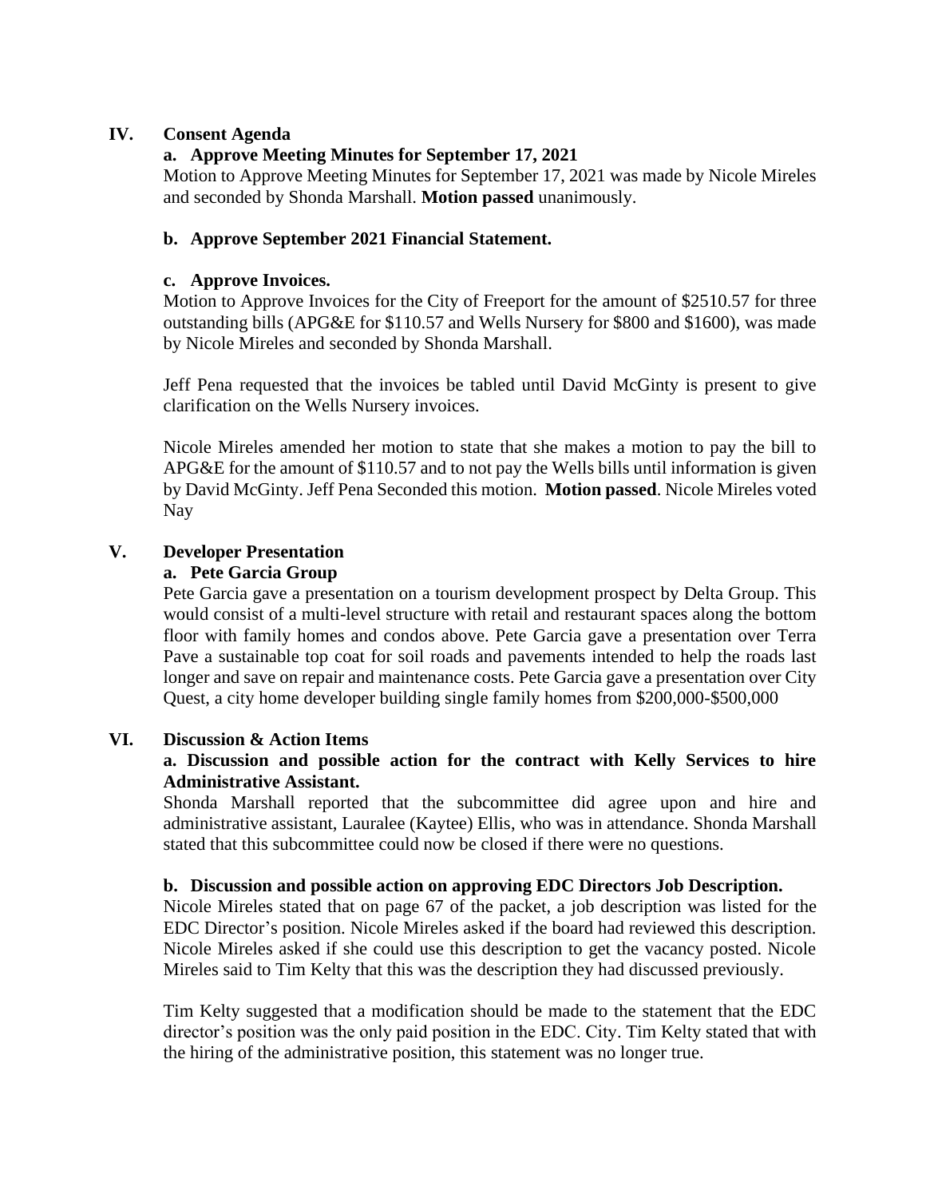## IV. Consent Agenda

### a. Approve Meeting Minutes for September 17, 2021

Motion to Approve Meeting Minutes for September 17, 2021 was made by Nicole Mireles and seconded by Shonda Marshall. **Motion passed** unanimously.

### b. Approve September 2021 Financial Statement.

### c. Approve Invoices.

Motion to Approve Invoices for the City of Freeport for the amount of $2510.57 for three outstanding bills (APG&E for $110.57 and Wells Nursery for $800 and $1600), was made by Nicole Mireles and seconded by Shonda Marshall.

Jeff Pena requested that the invoices be tabled until David McGinty is present to give clarification on the Wells Nursery invoices.

Nicole Mireles amended her motion to state that she makes a motion to pay the bill to APG&E for the amount of $110.57 and to not pay the Wells bills until information is given by David McGinty. Jeff Pena Seconded this motion. **Motion passed**. Nicole Mireles voted Nay

## V. Developer Presentation

### a. Pete Garcia Group

Pete Garcia gave a presentation on a tourism development prospect by Delta Group. This would consist of a multi-level structure with retail and restaurant spaces along the bottom floor with family homes and condos above. Pete Garcia gave a presentation over Terra Pave a sustainable top coat for soil roads and pavements intended to help the roads last longer and save on repair and maintenance costs. Pete Garcia gave a presentation over City Quest, a city home developer building single family homes from $200,000-$500,000

## VI. Discussion & Action Items

### a. Discussion and possible action for the contract with Kelly Services to hire Administrative Assistant.

Shonda Marshall reported that the subcommittee did agree upon and hire and administrative assistant, Lauralee (Kaytee) Ellis, who was in attendance. Shonda Marshall stated that this subcommittee could now be closed if there were no questions.

### b. Discussion and possible action on approving EDC Directors Job Description.

Nicole Mireles stated that on page 67 of the packet, a job description was listed for the EDC Director's position. Nicole Mireles asked if the board had reviewed this description. Nicole Mireles asked if she could use this description to get the vacancy posted. Nicole Mireles said to Tim Kelty that this was the description they had discussed previously.

Tim Kelty suggested that a modification should be made to the statement that the EDC director's position was the only paid position in the EDC. City. Tim Kelty stated that with the hiring of the administrative position, this statement was no longer true.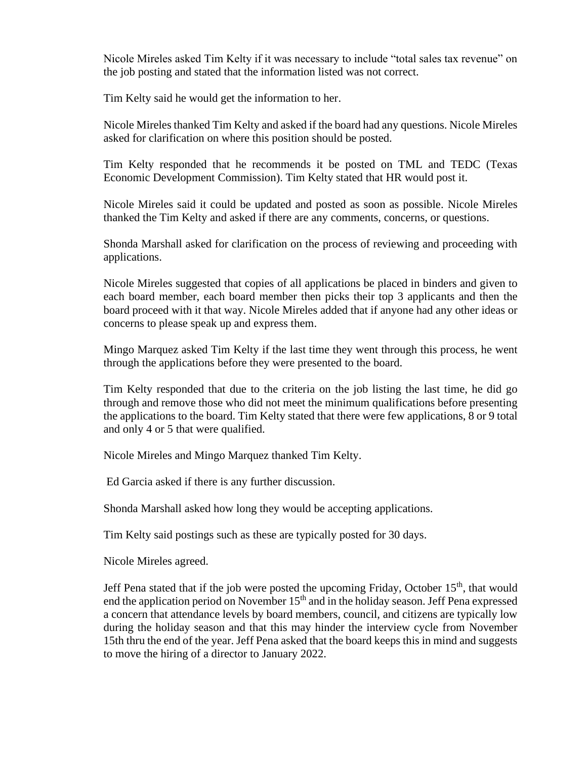Nicole Mireles asked Tim Kelty if it was necessary to include "total sales tax revenue" on the job posting and stated that the information listed was not correct.

Tim Kelty said he would get the information to her.

Nicole Mireles thanked Tim Kelty and asked if the board had any questions. Nicole Mireles asked for clarification on where this position should be posted.

Tim Kelty responded that he recommends it be posted on TML and TEDC (Texas Economic Development Commission). Tim Kelty stated that HR would post it.

Nicole Mireles said it could be updated and posted as soon as possible. Nicole Mireles thanked the Tim Kelty and asked if there are any comments, concerns, or questions.

Shonda Marshall asked for clarification on the process of reviewing and proceeding with applications.

Nicole Mireles suggested that copies of all applications be placed in binders and given to each board member, each board member then picks their top 3 applicants and then the board proceed with it that way. Nicole Mireles added that if anyone had any other ideas or concerns to please speak up and express them.

Mingo Marquez asked Tim Kelty if the last time they went through this process, he went through the applications before they were presented to the board.

Tim Kelty responded that due to the criteria on the job listing the last time, he did go through and remove those who did not meet the minimum qualifications before presenting the applications to the board. Tim Kelty stated that there were few applications, 8 or 9 total and only 4 or 5 that were qualified.

Nicole Mireles and Mingo Marquez thanked Tim Kelty.

Ed Garcia asked if there is any further discussion.

Shonda Marshall asked how long they would be accepting applications.

Tim Kelty said postings such as these are typically posted for 30 days.

Nicole Mireles agreed.

Jeff Pena stated that if the job were posted the upcoming Friday, October 15th, that would end the application period on November 15th and in the holiday season. Jeff Pena expressed a concern that attendance levels by board members, council, and citizens are typically low during the holiday season and that this may hinder the interview cycle from November 15th thru the end of the year. Jeff Pena asked that the board keeps this in mind and suggests to move the hiring of a director to January 2022.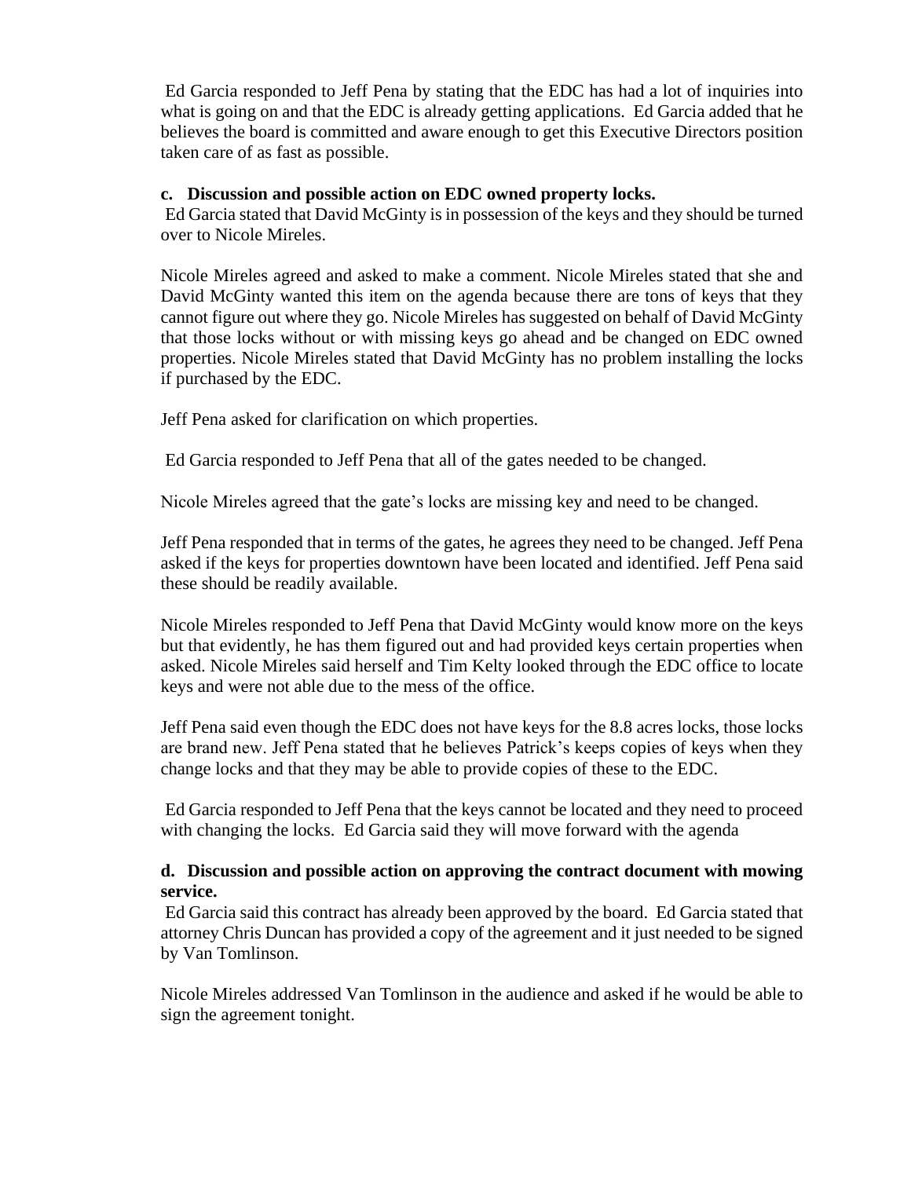Ed Garcia responded to Jeff Pena by stating that the EDC has had a lot of inquiries into what is going on and that the EDC is already getting applications. Ed Garcia added that he believes the board is committed and aware enough to get this Executive Directors position taken care of as fast as possible.

**c. Discussion and possible action on EDC owned property locks.**

Ed Garcia stated that David McGinty is in possession of the keys and they should be turned over to Nicole Mireles.

Nicole Mireles agreed and asked to make a comment. Nicole Mireles stated that she and David McGinty wanted this item on the agenda because there are tons of keys that they cannot figure out where they go. Nicole Mireles has suggested on behalf of David McGinty that those locks without or with missing keys go ahead and be changed on EDC owned properties. Nicole Mireles stated that David McGinty has no problem installing the locks if purchased by the EDC.

Jeff Pena asked for clarification on which properties.

Ed Garcia responded to Jeff Pena that all of the gates needed to be changed.

Nicole Mireles agreed that the gate's locks are missing key and need to be changed.

Jeff Pena responded that in terms of the gates, he agrees they need to be changed. Jeff Pena asked if the keys for properties downtown have been located and identified. Jeff Pena said these should be readily available.

Nicole Mireles responded to Jeff Pena that David McGinty would know more on the keys but that evidently, he has them figured out and had provided keys certain properties when asked. Nicole Mireles said herself and Tim Kelty looked through the EDC office to locate keys and were not able due to the mess of the office.

Jeff Pena said even though the EDC does not have keys for the 8.8 acres locks, those locks are brand new. Jeff Pena stated that he believes Patrick's keeps copies of keys when they change locks and that they may be able to provide copies of these to the EDC.

Ed Garcia responded to Jeff Pena that the keys cannot be located and they need to proceed with changing the locks. Ed Garcia said they will move forward with the agenda

**d. Discussion and possible action on approving the contract document with mowing service.**

Ed Garcia said this contract has already been approved by the board. Ed Garcia stated that attorney Chris Duncan has provided a copy of the agreement and it just needed to be signed by Van Tomlinson.

Nicole Mireles addressed Van Tomlinson in the audience and asked if he would be able to sign the agreement tonight.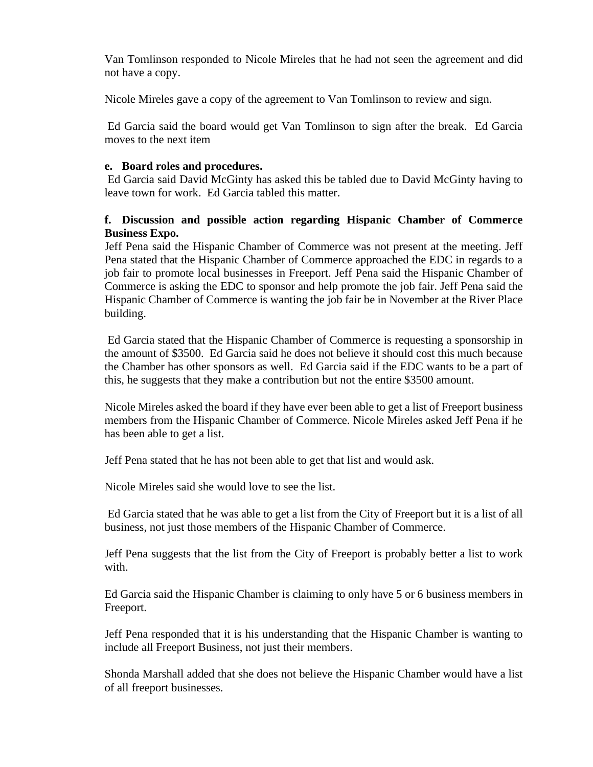Van Tomlinson responded to Nicole Mireles that he had not seen the agreement and did not have a copy.

Nicole Mireles gave a copy of the agreement to Van Tomlinson to review and sign.

Ed Garcia said the board would get Van Tomlinson to sign after the break. Ed Garcia moves to the next item

**e. Board roles and procedures.**

Ed Garcia said David McGinty has asked this be tabled due to David McGinty having to leave town for work. Ed Garcia tabled this matter.

**f. Discussion and possible action regarding Hispanic Chamber of Commerce Business Expo.**

Jeff Pena said the Hispanic Chamber of Commerce was not present at the meeting. Jeff Pena stated that the Hispanic Chamber of Commerce approached the EDC in regards to a job fair to promote local businesses in Freeport. Jeff Pena said the Hispanic Chamber of Commerce is asking the EDC to sponsor and help promote the job fair. Jeff Pena said the Hispanic Chamber of Commerce is wanting the job fair be in November at the River Place building.

Ed Garcia stated that the Hispanic Chamber of Commerce is requesting a sponsorship in the amount of $3500. Ed Garcia said he does not believe it should cost this much because the Chamber has other sponsors as well. Ed Garcia said if the EDC wants to be a part of this, he suggests that they make a contribution but not the entire $3500 amount.

Nicole Mireles asked the board if they have ever been able to get a list of Freeport business members from the Hispanic Chamber of Commerce. Nicole Mireles asked Jeff Pena if he has been able to get a list.

Jeff Pena stated that he has not been able to get that list and would ask.

Nicole Mireles said she would love to see the list.

Ed Garcia stated that he was able to get a list from the City of Freeport but it is a list of all business, not just those members of the Hispanic Chamber of Commerce.

Jeff Pena suggests that the list from the City of Freeport is probably better a list to work with.

Ed Garcia said the Hispanic Chamber is claiming to only have 5 or 6 business members in Freeport.

Jeff Pena responded that it is his understanding that the Hispanic Chamber is wanting to include all Freeport Business, not just their members.

Shonda Marshall added that she does not believe the Hispanic Chamber would have a list of all freeport businesses.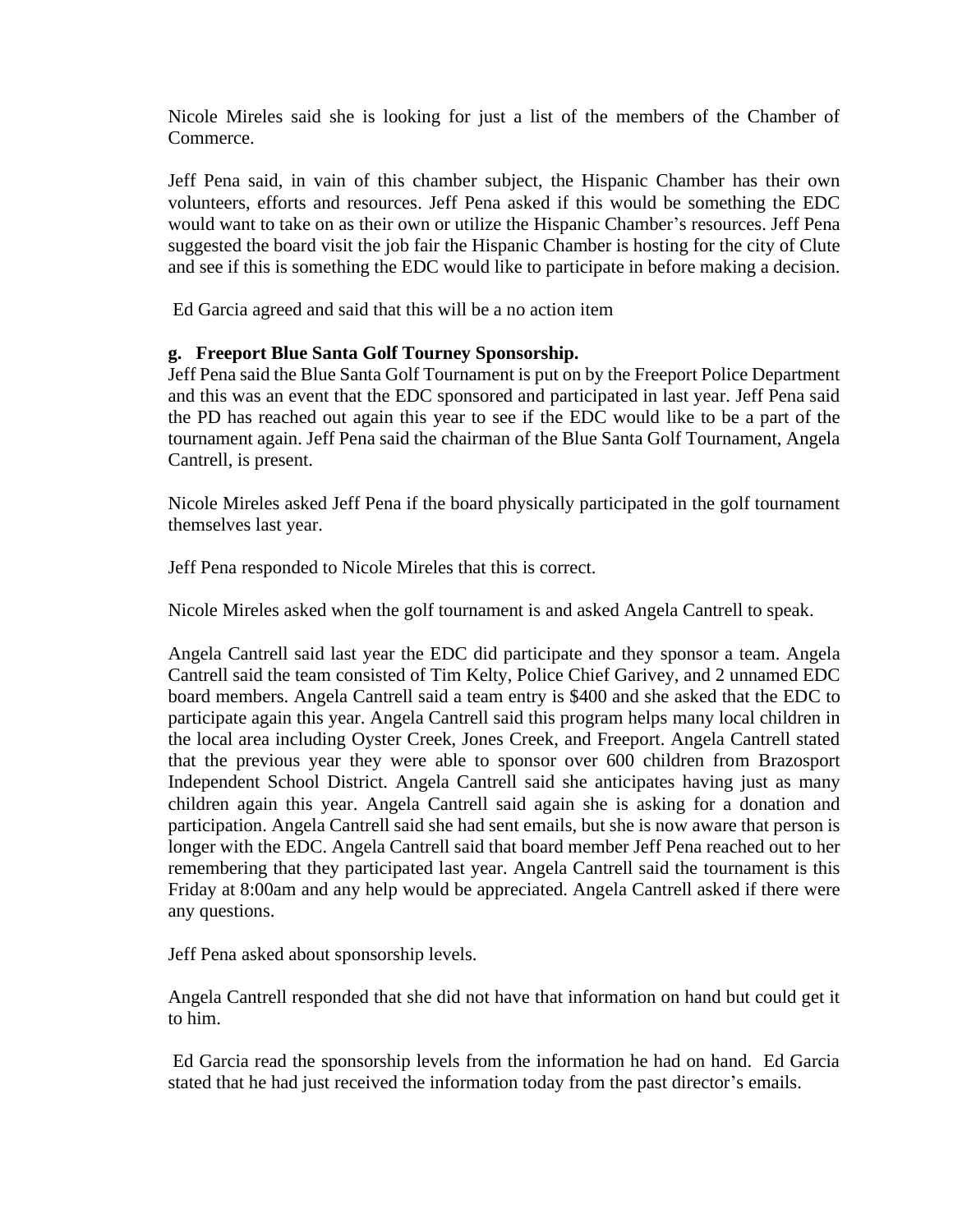Nicole Mireles said she is looking for just a list of the members of the Chamber of Commerce.

Jeff Pena said, in vain of this chamber subject, the Hispanic Chamber has their own volunteers, efforts and resources. Jeff Pena asked if this would be something the EDC would want to take on as their own or utilize the Hispanic Chamber's resources. Jeff Pena suggested the board visit the job fair the Hispanic Chamber is hosting for the city of Clute and see if this is something the EDC would like to participate in before making a decision.

Ed Garcia agreed and said that this will be a no action item

**g. Freeport Blue Santa Golf Tourney Sponsorship.**

Jeff Pena said the Blue Santa Golf Tournament is put on by the Freeport Police Department and this was an event that the EDC sponsored and participated in last year. Jeff Pena said the PD has reached out again this year to see if the EDC would like to be a part of the tournament again. Jeff Pena said the chairman of the Blue Santa Golf Tournament, Angela Cantrell, is present.

Nicole Mireles asked Jeff Pena if the board physically participated in the golf tournament themselves last year.

Jeff Pena responded to Nicole Mireles that this is correct.

Nicole Mireles asked when the golf tournament is and asked Angela Cantrell to speak.

Angela Cantrell said last year the EDC did participate and they sponsor a team. Angela Cantrell said the team consisted of Tim Kelty, Police Chief Garivey, and 2 unnamed EDC board members. Angela Cantrell said a team entry is $400 and she asked that the EDC to participate again this year. Angela Cantrell said this program helps many local children in the local area including Oyster Creek, Jones Creek, and Freeport. Angela Cantrell stated that the previous year they were able to sponsor over 600 children from Brazosport Independent School District. Angela Cantrell said she anticipates having just as many children again this year. Angela Cantrell said again she is asking for a donation and participation. Angela Cantrell said she had sent emails, but she is now aware that person is longer with the EDC. Angela Cantrell said that board member Jeff Pena reached out to her remembering that they participated last year. Angela Cantrell said the tournament is this Friday at 8:00am and any help would be appreciated. Angela Cantrell asked if there were any questions.

Jeff Pena asked about sponsorship levels.

Angela Cantrell responded that she did not have that information on hand but could get it to him.

Ed Garcia read the sponsorship levels from the information he had on hand. Ed Garcia stated that he had just received the information today from the past director's emails.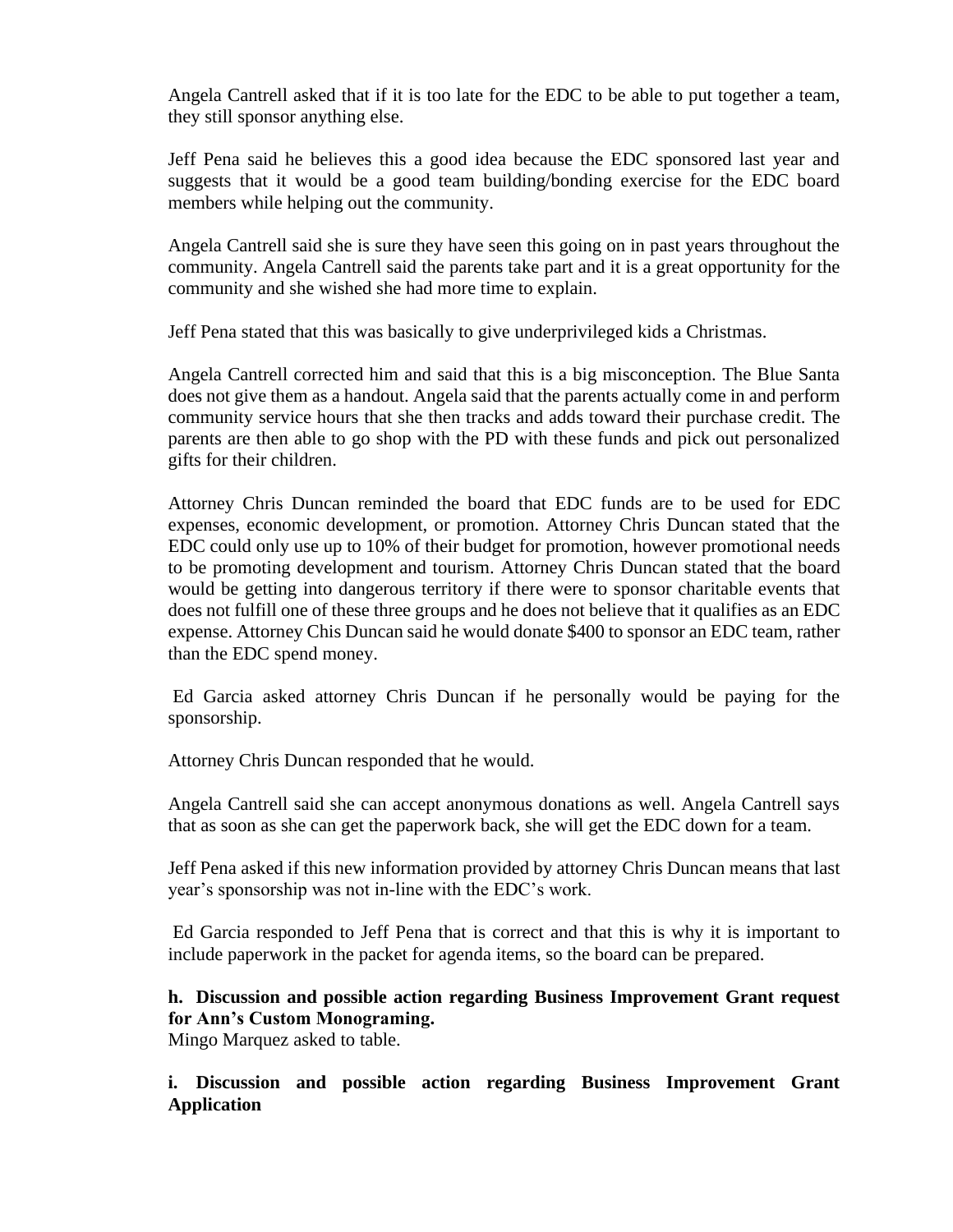Angela Cantrell asked that if it is too late for the EDC to be able to put together a team, they still sponsor anything else.

Jeff Pena said he believes this a good idea because the EDC sponsored last year and suggests that it would be a good team building/bonding exercise for the EDC board members while helping out the community.

Angela Cantrell said she is sure they have seen this going on in past years throughout the community. Angela Cantrell said the parents take part and it is a great opportunity for the community and she wished she had more time to explain.

Jeff Pena stated that this was basically to give underprivileged kids a Christmas.

Angela Cantrell corrected him and said that this is a big misconception. The Blue Santa does not give them as a handout. Angela said that the parents actually come in and perform community service hours that she then tracks and adds toward their purchase credit. The parents are then able to go shop with the PD with these funds and pick out personalized gifts for their children.

Attorney Chris Duncan reminded the board that EDC funds are to be used for EDC expenses, economic development, or promotion. Attorney Chris Duncan stated that the EDC could only use up to 10% of their budget for promotion, however promotional needs to be promoting development and tourism. Attorney Chris Duncan stated that the board would be getting into dangerous territory if there were to sponsor charitable events that does not fulfill one of these three groups and he does not believe that it qualifies as an EDC expense. Attorney Chis Duncan said he would donate $400 to sponsor an EDC team, rather than the EDC spend money.

Ed Garcia asked attorney Chris Duncan if he personally would be paying for the sponsorship.

Attorney Chris Duncan responded that he would.

Angela Cantrell said she can accept anonymous donations as well. Angela Cantrell says that as soon as she can get the paperwork back, she will get the EDC down for a team.

Jeff Pena asked if this new information provided by attorney Chris Duncan means that last year's sponsorship was not in-line with the EDC's work.

Ed Garcia responded to Jeff Pena that is correct and that this is why it is important to include paperwork in the packet for agenda items, so the board can be prepared.

**h. Discussion and possible action regarding Business Improvement Grant request for Ann's Custom Monograming.**

Mingo Marquez asked to table.

**i. Discussion and possible action regarding Business Improvement Grant Application**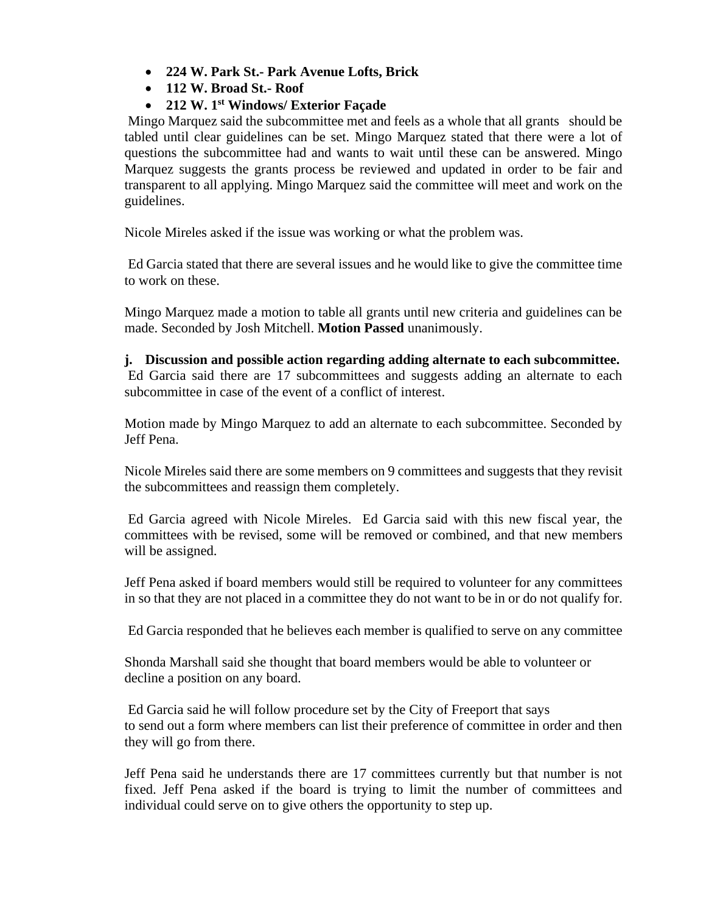- **224 W. Park St.- Park Avenue Lofts, Brick**
- **112 W. Broad St.- Roof**
- **212 W. 1st Windows/ Exterior Façade**

Mingo Marquez said the subcommittee met and feels as a whole that all grants should be tabled until clear guidelines can be set. Mingo Marquez stated that there were a lot of questions the subcommittee had and wants to wait until these can be answered. Mingo Marquez suggests the grants process be reviewed and updated in order to be fair and transparent to all applying. Mingo Marquez said the committee will meet and work on the guidelines.

Nicole Mireles asked if the issue was working or what the problem was.

Ed Garcia stated that there are several issues and he would like to give the committee time to work on these.

Mingo Marquez made a motion to table all grants until new criteria and guidelines can be made. Seconded by Josh Mitchell. **Motion Passed** unanimously.

**j. Discussion and possible action regarding adding alternate to each subcommittee.**
Ed Garcia said there are 17 subcommittees and suggests adding an alternate to each subcommittee in case of the event of a conflict of interest.

Motion made by Mingo Marquez to add an alternate to each subcommittee. Seconded by Jeff Pena.

Nicole Mireles said there are some members on 9 committees and suggests that they revisit the subcommittees and reassign them completely.

Ed Garcia agreed with Nicole Mireles. Ed Garcia said with this new fiscal year, the committees with be revised, some will be removed or combined, and that new members will be assigned.

Jeff Pena asked if board members would still be required to volunteer for any committees in so that they are not placed in a committee they do not want to be in or do not qualify for.

Ed Garcia responded that he believes each member is qualified to serve on any committee

Shonda Marshall said she thought that board members would be able to volunteer or decline a position on any board.

Ed Garcia said he will follow procedure set by the City of Freeport that says to send out a form where members can list their preference of committee in order and then they will go from there.

Jeff Pena said he understands there are 17 committees currently but that number is not fixed. Jeff Pena asked if the board is trying to limit the number of committees and individual could serve on to give others the opportunity to step up.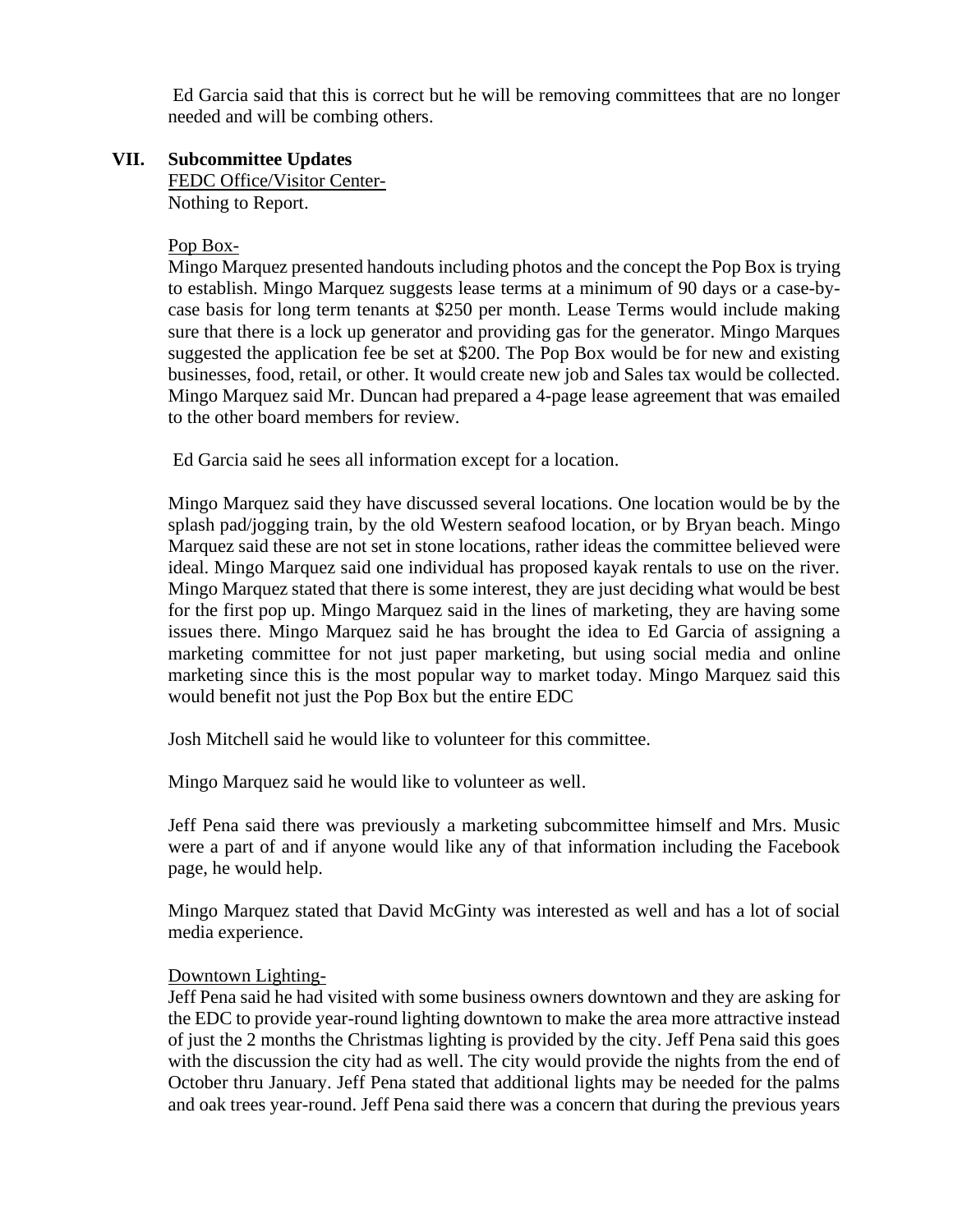Ed Garcia said that this is correct but he will be removing committees that are no longer needed and will be combing others.

## VII. Subcommittee Updates

<u>FEDC Office/Visitor Center-</u>
Nothing to Report.

<u>Pop Box-</u>
Mingo Marquez presented handouts including photos and the concept the Pop Box is trying to establish. Mingo Marquez suggests lease terms at a minimum of 90 days or a case-by-case basis for long term tenants at $250 per month. Lease Terms would include making sure that there is a lock up generator and providing gas for the generator. Mingo Marques suggested the application fee be set at $200. The Pop Box would be for new and existing businesses, food, retail, or other. It would create new job and Sales tax would be collected. Mingo Marquez said Mr. Duncan had prepared a 4-page lease agreement that was emailed to the other board members for review.

Ed Garcia said he sees all information except for a location.

Mingo Marquez said they have discussed several locations. One location would be by the splash pad/jogging train, by the old Western seafood location, or by Bryan beach. Mingo Marquez said these are not set in stone locations, rather ideas the committee believed were ideal. Mingo Marquez said one individual has proposed kayak rentals to use on the river. Mingo Marquez stated that there is some interest, they are just deciding what would be best for the first pop up. Mingo Marquez said in the lines of marketing, they are having some issues there. Mingo Marquez said he has brought the idea to Ed Garcia of assigning a marketing committee for not just paper marketing, but using social media and online marketing since this is the most popular way to market today. Mingo Marquez said this would benefit not just the Pop Box but the entire EDC

Josh Mitchell said he would like to volunteer for this committee.

Mingo Marquez said he would like to volunteer as well.

Jeff Pena said there was previously a marketing subcommittee himself and Mrs. Music were a part of and if anyone would like any of that information including the Facebook page, he would help.

Mingo Marquez stated that David McGinty was interested as well and has a lot of social media experience.

<u>Downtown Lighting-</u>
Jeff Pena said he had visited with some business owners downtown and they are asking for the EDC to provide year-round lighting downtown to make the area more attractive instead of just the 2 months the Christmas lighting is provided by the city. Jeff Pena said this goes with the discussion the city had as well. The city would provide the nights from the end of October thru January. Jeff Pena stated that additional lights may be needed for the palms and oak trees year-round. Jeff Pena said there was a concern that during the previous years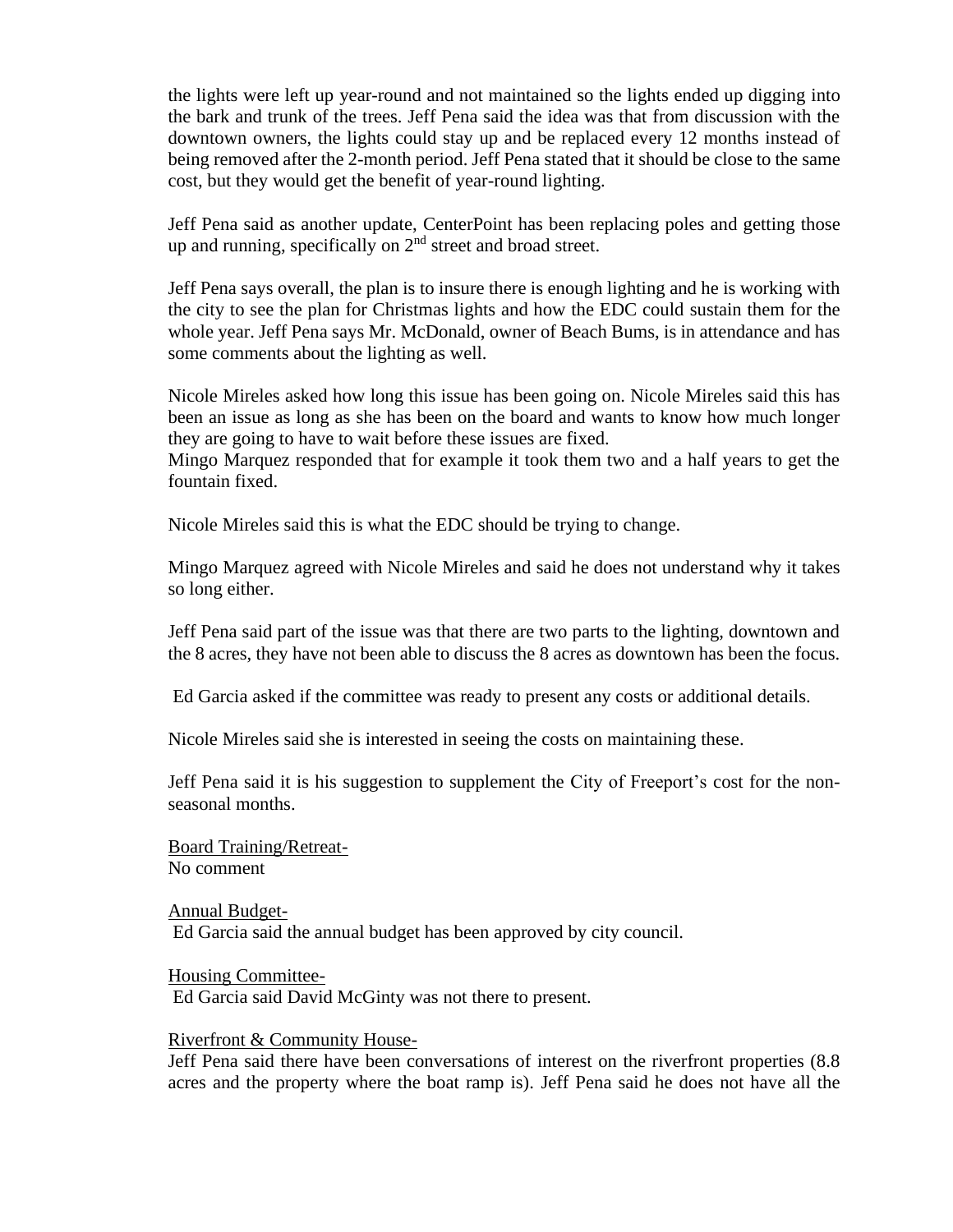the lights were left up year-round and not maintained so the lights ended up digging into the bark and trunk of the trees. Jeff Pena said the idea was that from discussion with the downtown owners, the lights could stay up and be replaced every 12 months instead of being removed after the 2-month period. Jeff Pena stated that it should be close to the same cost, but they would get the benefit of year-round lighting.

Jeff Pena said as another update, CenterPoint has been replacing poles and getting those up and running, specifically on 2nd street and broad street.

Jeff Pena says overall, the plan is to insure there is enough lighting and he is working with the city to see the plan for Christmas lights and how the EDC could sustain them for the whole year. Jeff Pena says Mr. McDonald, owner of Beach Bums, is in attendance and has some comments about the lighting as well.

Nicole Mireles asked how long this issue has been going on. Nicole Mireles said this has been an issue as long as she has been on the board and wants to know how much longer they are going to have to wait before these issues are fixed.
Mingo Marquez responded that for example it took them two and a half years to get the fountain fixed.

Nicole Mireles said this is what the EDC should be trying to change.

Mingo Marquez agreed with Nicole Mireles and said he does not understand why it takes so long either.

Jeff Pena said part of the issue was that there are two parts to the lighting, downtown and the 8 acres, they have not been able to discuss the 8 acres as downtown has been the focus.

Ed Garcia asked if the committee was ready to present any costs or additional details.

Nicole Mireles said she is interested in seeing the costs on maintaining these.

Jeff Pena said it is his suggestion to supplement the City of Freeport's cost for the non-seasonal months.

<u>Board Training/Retreat-</u>
No comment

<u>Annual Budget-</u>
Ed Garcia said the annual budget has been approved by city council.

<u>Housing Committee-</u>
Ed Garcia said David McGinty was not there to present.

<u>Riverfront & Community House-</u>
Jeff Pena said there have been conversations of interest on the riverfront properties (8.8 acres and the property where the boat ramp is). Jeff Pena said he does not have all the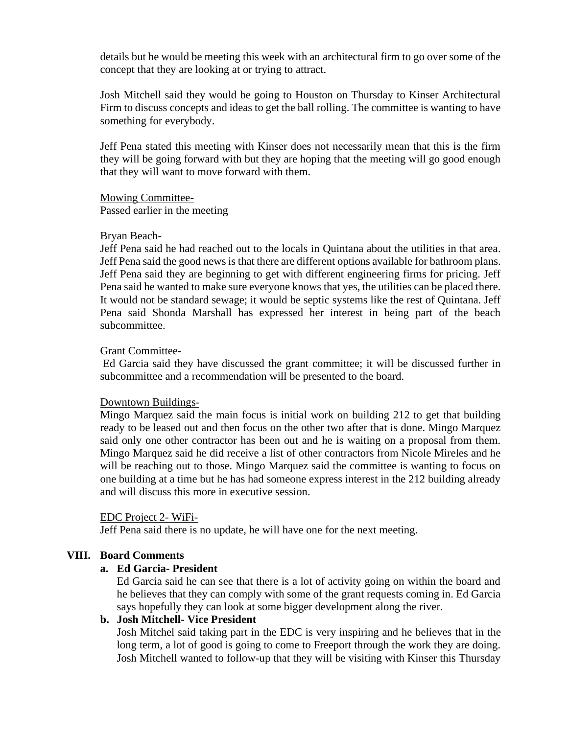details but he would be meeting this week with an architectural firm to go over some of the concept that they are looking at or trying to attract.

Josh Mitchell said they would be going to Houston on Thursday to Kinser Architectural Firm to discuss concepts and ideas to get the ball rolling. The committee is wanting to have something for everybody.

Jeff Pena stated this meeting with Kinser does not necessarily mean that this is the firm they will be going forward with but they are hoping that the meeting will go good enough that they will want to move forward with them.

<u>Mowing Committee-</u>
Passed earlier in the meeting

<u>Bryan Beach-</u>
Jeff Pena said he had reached out to the locals in Quintana about the utilities in that area. Jeff Pena said the good news is that there are different options available for bathroom plans. Jeff Pena said they are beginning to get with different engineering firms for pricing. Jeff Pena said he wanted to make sure everyone knows that yes, the utilities can be placed there. It would not be standard sewage; it would be septic systems like the rest of Quintana. Jeff Pena said Shonda Marshall has expressed her interest in being part of the beach subcommittee.

<u>Grant Committee-</u>
Ed Garcia said they have discussed the grant committee; it will be discussed further in subcommittee and a recommendation will be presented to the board.

<u>Downtown Buildings-</u>
Mingo Marquez said the main focus is initial work on building 212 to get that building ready to be leased out and then focus on the other two after that is done. Mingo Marquez said only one other contractor has been out and he is waiting on a proposal from them. Mingo Marquez said he did receive a list of other contractors from Nicole Mireles and he will be reaching out to those. Mingo Marquez said the committee is wanting to focus on one building at a time but he has had someone express interest in the 212 building already and will discuss this more in executive session.

<u>EDC Project 2- WiFi-</u>
Jeff Pena said there is no update, he will have one for the next meeting.

## VIII. Board Comments

**a. Ed Garcia- President**

Ed Garcia said he can see that there is a lot of activity going on within the board and he believes that they can comply with some of the grant requests coming in. Ed Garcia says hopefully they can look at some bigger development along the river.

**b. Josh Mitchell- Vice President**

Josh Mitchel said taking part in the EDC is very inspiring and he believes that in the long term, a lot of good is going to come to Freeport through the work they are doing. Josh Mitchell wanted to follow-up that they will be visiting with Kinser this Thursday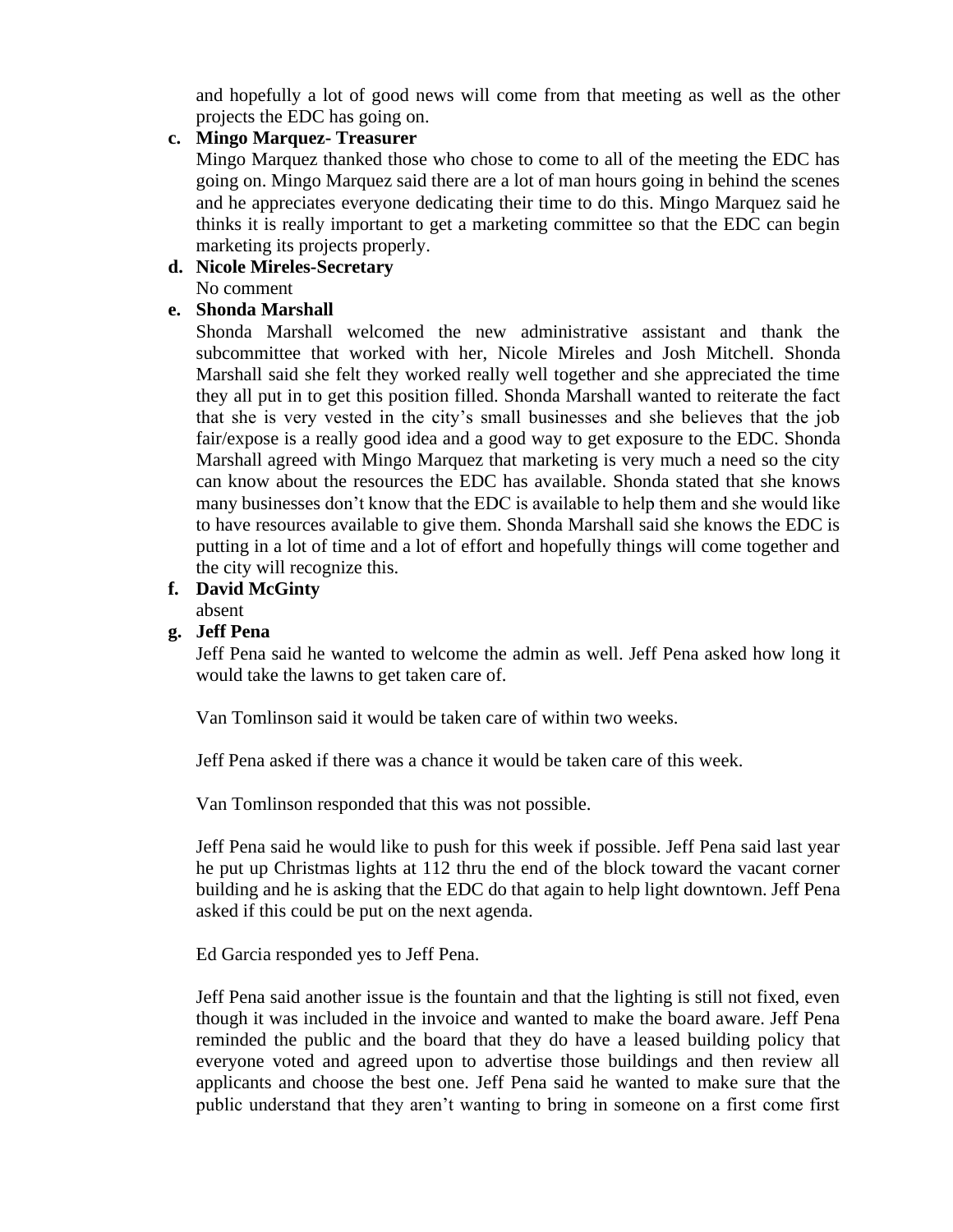and hopefully a lot of good news will come from that meeting as well as the other projects the EDC has going on.

**c. Mingo Marquez- Treasurer**

Mingo Marquez thanked those who chose to come to all of the meeting the EDC has going on. Mingo Marquez said there are a lot of man hours going in behind the scenes and he appreciates everyone dedicating their time to do this. Mingo Marquez said he thinks it is really important to get a marketing committee so that the EDC can begin marketing its projects properly.

**d. Nicole Mireles-Secretary**

No comment

**e. Shonda Marshall**

Shonda Marshall welcomed the new administrative assistant and thank the subcommittee that worked with her, Nicole Mireles and Josh Mitchell. Shonda Marshall said she felt they worked really well together and she appreciated the time they all put in to get this position filled. Shonda Marshall wanted to reiterate the fact that she is very vested in the city's small businesses and she believes that the job fair/expose is a really good idea and a good way to get exposure to the EDC. Shonda Marshall agreed with Mingo Marquez that marketing is very much a need so the city can know about the resources the EDC has available. Shonda stated that she knows many businesses don't know that the EDC is available to help them and she would like to have resources available to give them. Shonda Marshall said she knows the EDC is putting in a lot of time and a lot of effort and hopefully things will come together and the city will recognize this.

**f. David McGinty**

absent

**g. Jeff Pena**

Jeff Pena said he wanted to welcome the admin as well. Jeff Pena asked how long it would take the lawns to get taken care of.

Van Tomlinson said it would be taken care of within two weeks.

Jeff Pena asked if there was a chance it would be taken care of this week.

Van Tomlinson responded that this was not possible.

Jeff Pena said he would like to push for this week if possible. Jeff Pena said last year he put up Christmas lights at 112 thru the end of the block toward the vacant corner building and he is asking that the EDC do that again to help light downtown. Jeff Pena asked if this could be put on the next agenda.

Ed Garcia responded yes to Jeff Pena.

Jeff Pena said another issue is the fountain and that the lighting is still not fixed, even though it was included in the invoice and wanted to make the board aware. Jeff Pena reminded the public and the board that they do have a leased building policy that everyone voted and agreed upon to advertise those buildings and then review all applicants and choose the best one. Jeff Pena said he wanted to make sure that the public understand that they aren't wanting to bring in someone on a first come first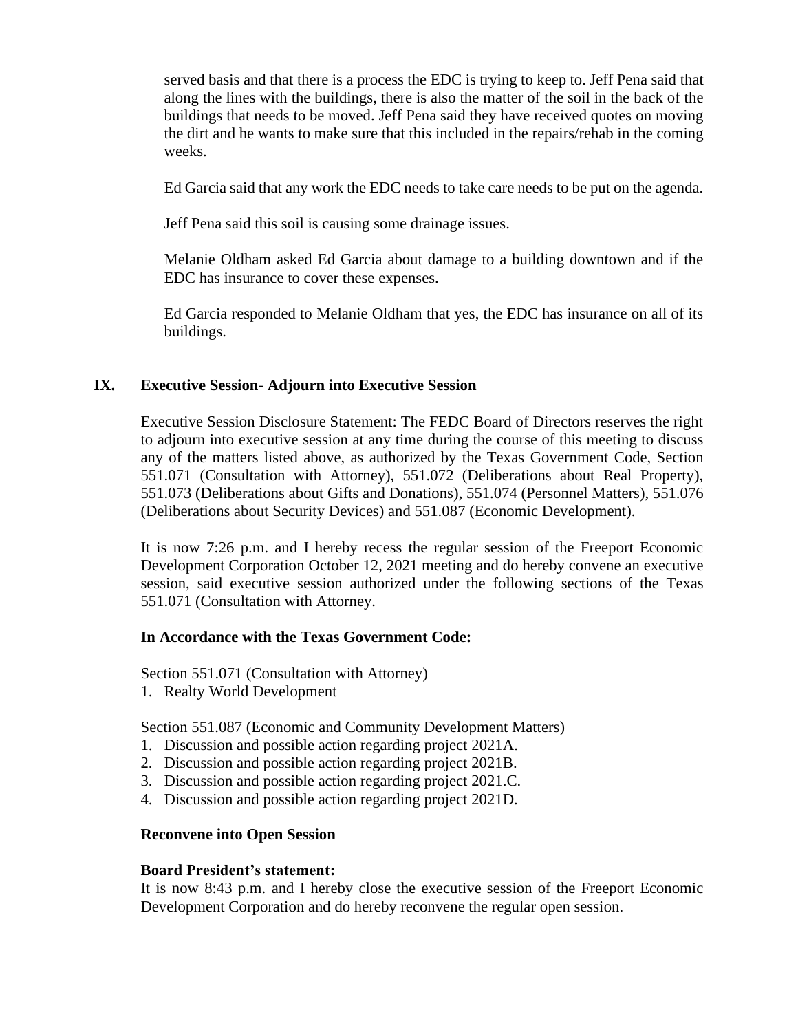served basis and that there is a process the EDC is trying to keep to. Jeff Pena said that along the lines with the buildings, there is also the matter of the soil in the back of the buildings that needs to be moved. Jeff Pena said they have received quotes on moving the dirt and he wants to make sure that this included in the repairs/rehab in the coming weeks.

Ed Garcia said that any work the EDC needs to take care needs to be put on the agenda.

Jeff Pena said this soil is causing some drainage issues.

Melanie Oldham asked Ed Garcia about damage to a building downtown and if the EDC has insurance to cover these expenses.

Ed Garcia responded to Melanie Oldham that yes, the EDC has insurance on all of its buildings.

## IX. Executive Session- Adjourn into Executive Session

Executive Session Disclosure Statement: The FEDC Board of Directors reserves the right to adjourn into executive session at any time during the course of this meeting to discuss any of the matters listed above, as authorized by the Texas Government Code, Section 551.071 (Consultation with Attorney), 551.072 (Deliberations about Real Property), 551.073 (Deliberations about Gifts and Donations), 551.074 (Personnel Matters), 551.076 (Deliberations about Security Devices) and 551.087 (Economic Development).

It is now 7:26 p.m. and I hereby recess the regular session of the Freeport Economic Development Corporation October 12, 2021 meeting and do hereby convene an executive session, said executive session authorized under the following sections of the Texas 551.071 (Consultation with Attorney.

**In Accordance with the Texas Government Code:**

Section 551.071 (Consultation with Attorney)
1. Realty World Development

Section 551.087 (Economic and Community Development Matters)
1. Discussion and possible action regarding project 2021A.
2. Discussion and possible action regarding project 2021B.
3. Discussion and possible action regarding project 2021.C.
4. Discussion and possible action regarding project 2021D.

**Reconvene into Open Session**

**Board President's statement:**
It is now 8:43 p.m. and I hereby close the executive session of the Freeport Economic Development Corporation and do hereby reconvene the regular open session.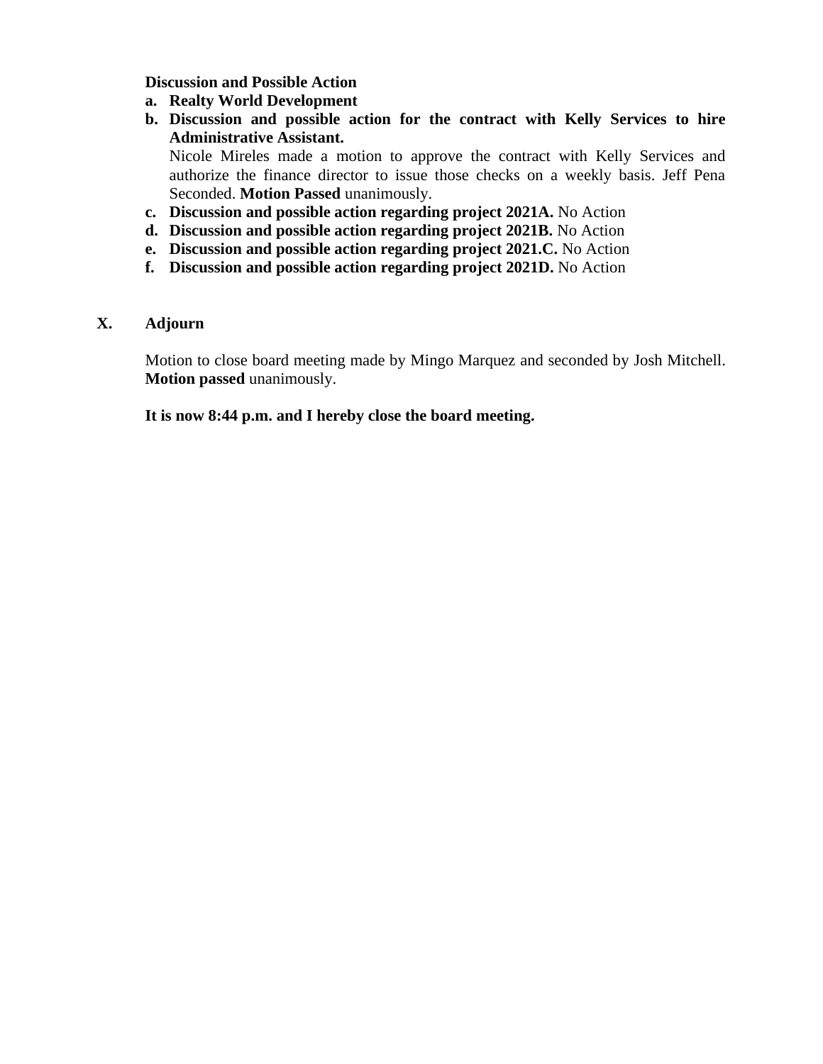**Discussion and Possible Action**

a. **Realty World Development**
b. **Discussion and possible action for the contract with Kelly Services to hire Administrative Assistant.**
   Nicole Mireles made a motion to approve the contract with Kelly Services and authorize the finance director to issue those checks on a weekly basis. Jeff Pena Seconded. **Motion Passed** unanimously.
c. **Discussion and possible action regarding project 2021A.** No Action
d. **Discussion and possible action regarding project 2021B.** No Action
e. **Discussion and possible action regarding project 2021.C.** No Action
f. **Discussion and possible action regarding project 2021D.** No Action

## X. Adjourn

Motion to close board meeting made by Mingo Marquez and seconded by Josh Mitchell. **Motion passed** unanimously.

**It is now 8:44 p.m. and I hereby close the board meeting.**